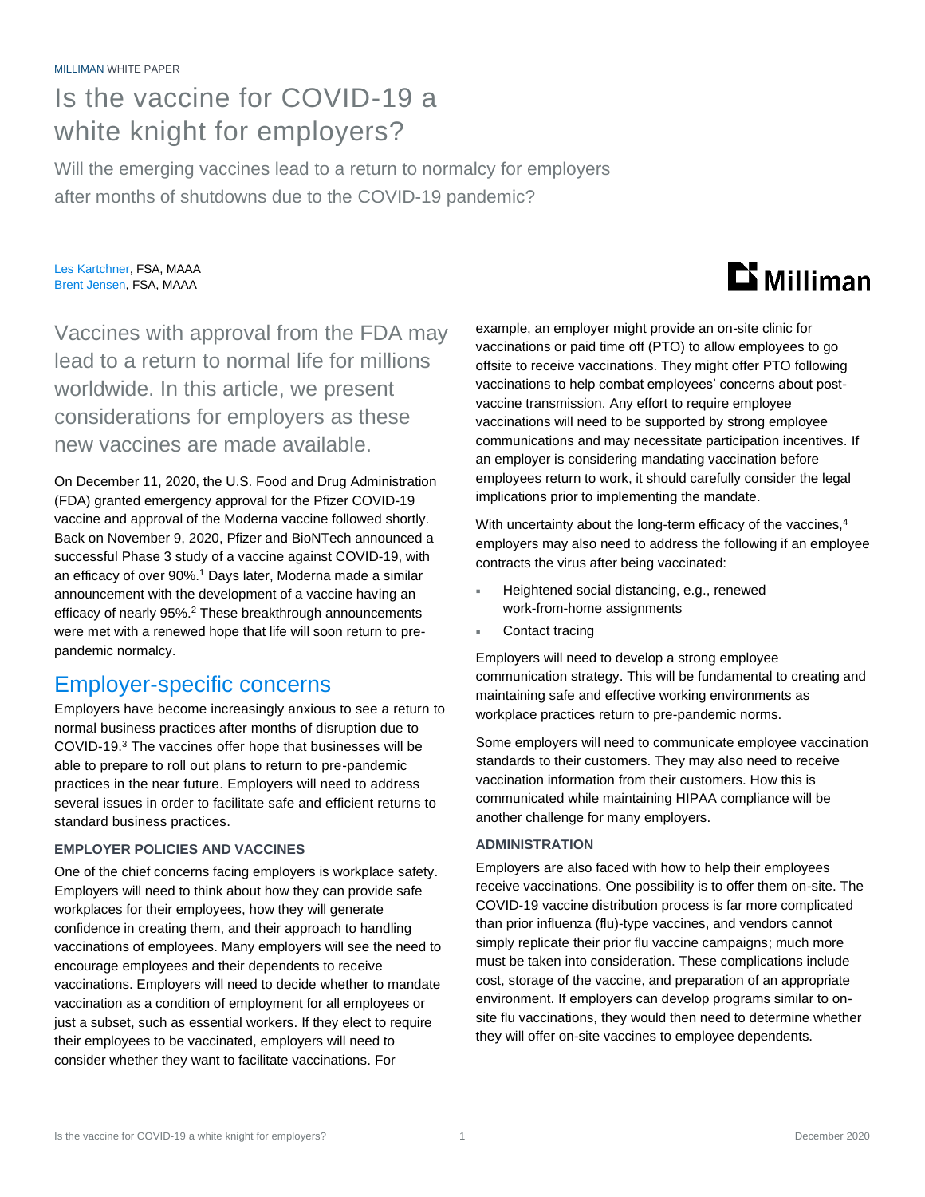MILLIMAN WHITE PAPER

# Is the vaccine for COVID-19 a white knight for employers?

Will the emerging vaccines lead to a return to normalcy for employers after months of shutdowns due to the COVID-19 pandemic?

Les Kartchner, FSA, MAAA
Brent Jensen, FSA, MAAA

Vaccines with approval from the FDA may lead to a return to normal life for millions worldwide. In this article, we present considerations for employers as these new vaccines are made available.

On December 11, 2020, the U.S. Food and Drug Administration (FDA) granted emergency approval for the Pfizer COVID-19 vaccine and approval of the Moderna vaccine followed shortly. Back on November 9, 2020, Pfizer and BioNTech announced a successful Phase 3 study of a vaccine against COVID-19, with an efficacy of over 90%.[1] Days later, Moderna made a similar announcement with the development of a vaccine having an efficacy of nearly 95%.[2] These breakthrough announcements were met with a renewed hope that life will soon return to pre-pandemic normalcy.

## Employer-specific concerns

Employers have become increasingly anxious to see a return to normal business practices after months of disruption due to COVID-19.[3] The vaccines offer hope that businesses will be able to prepare to roll out plans to return to pre-pandemic practices in the near future. Employers will need to address several issues in order to facilitate safe and efficient returns to standard business practices.

### EMPLOYER POLICIES AND VACCINES

One of the chief concerns facing employers is workplace safety. Employers will need to think about how they can provide safe workplaces for their employees, how they will generate confidence in creating them, and their approach to handling vaccinations of employees. Many employers will see the need to encourage employees and their dependents to receive vaccinations. Employers will need to decide whether to mandate vaccination as a condition of employment for all employees or just a subset, such as essential workers. If they elect to require their employees to be vaccinated, employers will need to consider whether they want to facilitate vaccinations. For example, an employer might provide an on-site clinic for vaccinations or paid time off (PTO) to allow employees to go offsite to receive vaccinations. They might offer PTO following vaccinations to help combat employees' concerns about post-vaccine transmission. Any effort to require employee vaccinations will need to be supported by strong employee communications and may necessitate participation incentives. If an employer is considering mandating vaccination before employees return to work, it should carefully consider the legal implications prior to implementing the mandate.

With uncertainty about the long-term efficacy of the vaccines,[4] employers may also need to address the following if an employee contracts the virus after being vaccinated:

- Heightened social distancing, e.g., renewed work-from-home assignments
- Contact tracing

Employers will need to develop a strong employee communication strategy. This will be fundamental to creating and maintaining safe and effective working environments as workplace practices return to pre-pandemic norms.

Some employers will need to communicate employee vaccination standards to their customers. They may also need to receive vaccination information from their customers. How this is communicated while maintaining HIPAA compliance will be another challenge for many employers.

### ADMINISTRATION

Employers are also faced with how to help their employees receive vaccinations. One possibility is to offer them on-site. The COVID-19 vaccine distribution process is far more complicated than prior influenza (flu)-type vaccines, and vendors cannot simply replicate their prior flu vaccine campaigns; much more must be taken into consideration. These complications include cost, storage of the vaccine, and preparation of an appropriate environment. If employers can develop programs similar to on-site flu vaccinations, they would then need to determine whether they will offer on-site vaccines to employee dependents.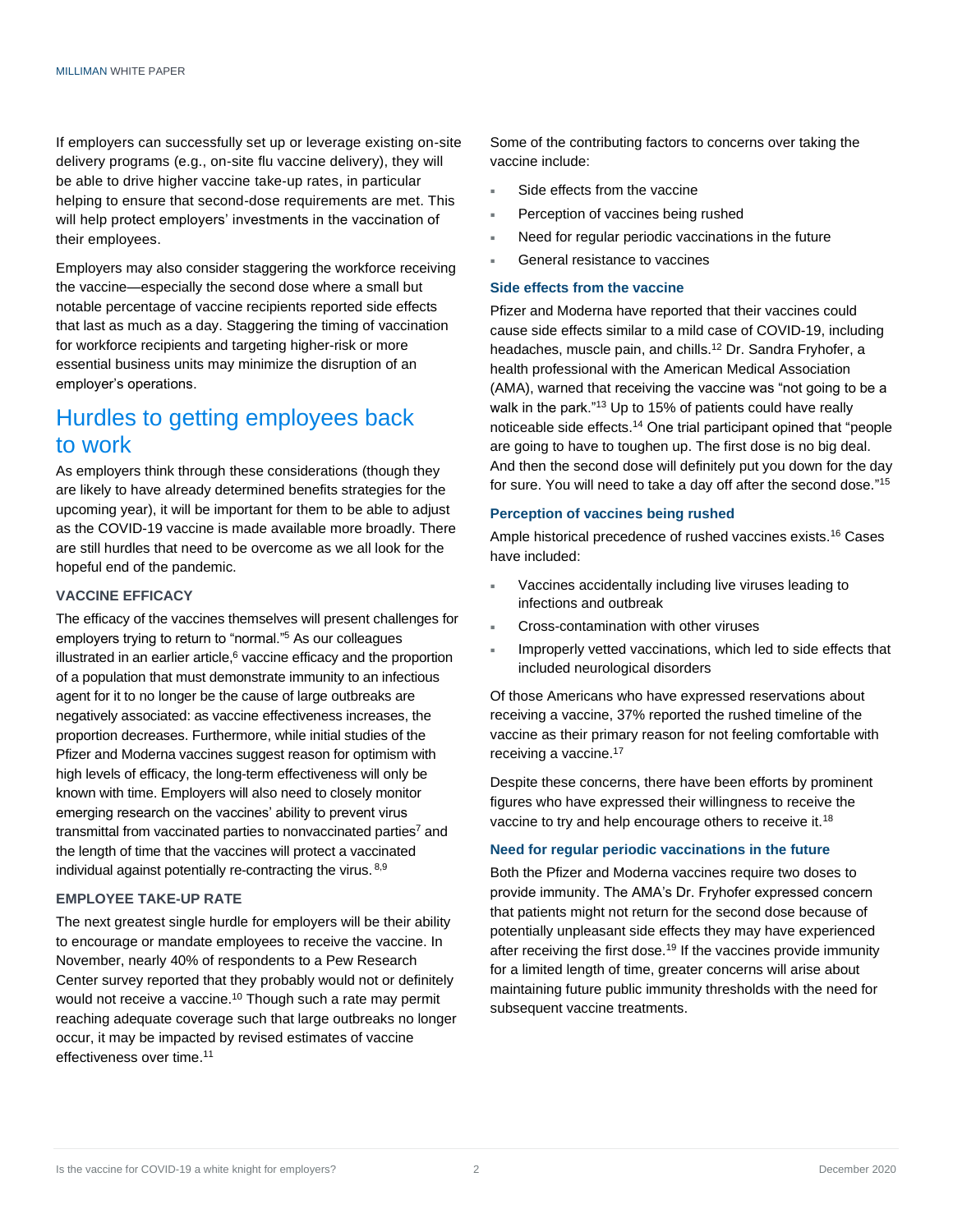If employers can successfully set up or leverage existing on-site delivery programs (e.g., on-site flu vaccine delivery), they will be able to drive higher vaccine take-up rates, in particular helping to ensure that second-dose requirements are met. This will help protect employers' investments in the vaccination of their employees.

Employers may also consider staggering the workforce receiving the vaccine—especially the second dose where a small but notable percentage of vaccine recipients reported side effects that last as much as a day. Staggering the timing of vaccination for workforce recipients and targeting higher-risk or more essential business units may minimize the disruption of an employer's operations.

## Hurdles to getting employees back to work

As employers think through these considerations (though they are likely to have already determined benefits strategies for the upcoming year), it will be important for them to be able to adjust as the COVID-19 vaccine is made available more broadly. There are still hurdles that need to be overcome as we all look for the hopeful end of the pandemic.

### VACCINE EFFICACY

The efficacy of the vaccines themselves will present challenges for employers trying to return to "normal."[5] As our colleagues illustrated in an earlier article,[6] vaccine efficacy and the proportion of a population that must demonstrate immunity to an infectious agent for it to no longer be the cause of large outbreaks are negatively associated: as vaccine effectiveness increases, the proportion decreases. Furthermore, while initial studies of the Pfizer and Moderna vaccines suggest reason for optimism with high levels of efficacy, the long-term effectiveness will only be known with time. Employers will also need to closely monitor emerging research on the vaccines' ability to prevent virus transmittal from vaccinated parties to nonvaccinated parties[7] and the length of time that the vaccines will protect a vaccinated individual against potentially re-contracting the virus.[8,9]

### EMPLOYEE TAKE-UP RATE

The next greatest single hurdle for employers will be their ability to encourage or mandate employees to receive the vaccine. In November, nearly 40% of respondents to a Pew Research Center survey reported that they probably would not or definitely would not receive a vaccine.[10] Though such a rate may permit reaching adequate coverage such that large outbreaks no longer occur, it may be impacted by revised estimates of vaccine effectiveness over time.[11]

Some of the contributing factors to concerns over taking the vaccine include:

- Side effects from the vaccine
- Perception of vaccines being rushed
- Need for regular periodic vaccinations in the future
- General resistance to vaccines

#### Side effects from the vaccine

Pfizer and Moderna have reported that their vaccines could cause side effects similar to a mild case of COVID-19, including headaches, muscle pain, and chills.[12] Dr. Sandra Fryhofer, a health professional with the American Medical Association (AMA), warned that receiving the vaccine was "not going to be a walk in the park."[13] Up to 15% of patients could have really noticeable side effects.[14] One trial participant opined that "people are going to have to toughen up. The first dose is no big deal. And then the second dose will definitely put you down for the day for sure. You will need to take a day off after the second dose."[15]

#### Perception of vaccines being rushed

Ample historical precedence of rushed vaccines exists.[16] Cases have included:

- Vaccines accidentally including live viruses leading to infections and outbreak
- Cross-contamination with other viruses
- Improperly vetted vaccinations, which led to side effects that included neurological disorders

Of those Americans who have expressed reservations about receiving a vaccine, 37% reported the rushed timeline of the vaccine as their primary reason for not feeling comfortable with receiving a vaccine.[17]

Despite these concerns, there have been efforts by prominent figures who have expressed their willingness to receive the vaccine to try and help encourage others to receive it.[18]

#### Need for regular periodic vaccinations in the future

Both the Pfizer and Moderna vaccines require two doses to provide immunity. The AMA's Dr. Fryhofer expressed concern that patients might not return for the second dose because of potentially unpleasant side effects they may have experienced after receiving the first dose.[19] If the vaccines provide immunity for a limited length of time, greater concerns will arise about maintaining future public immunity thresholds with the need for subsequent vaccine treatments.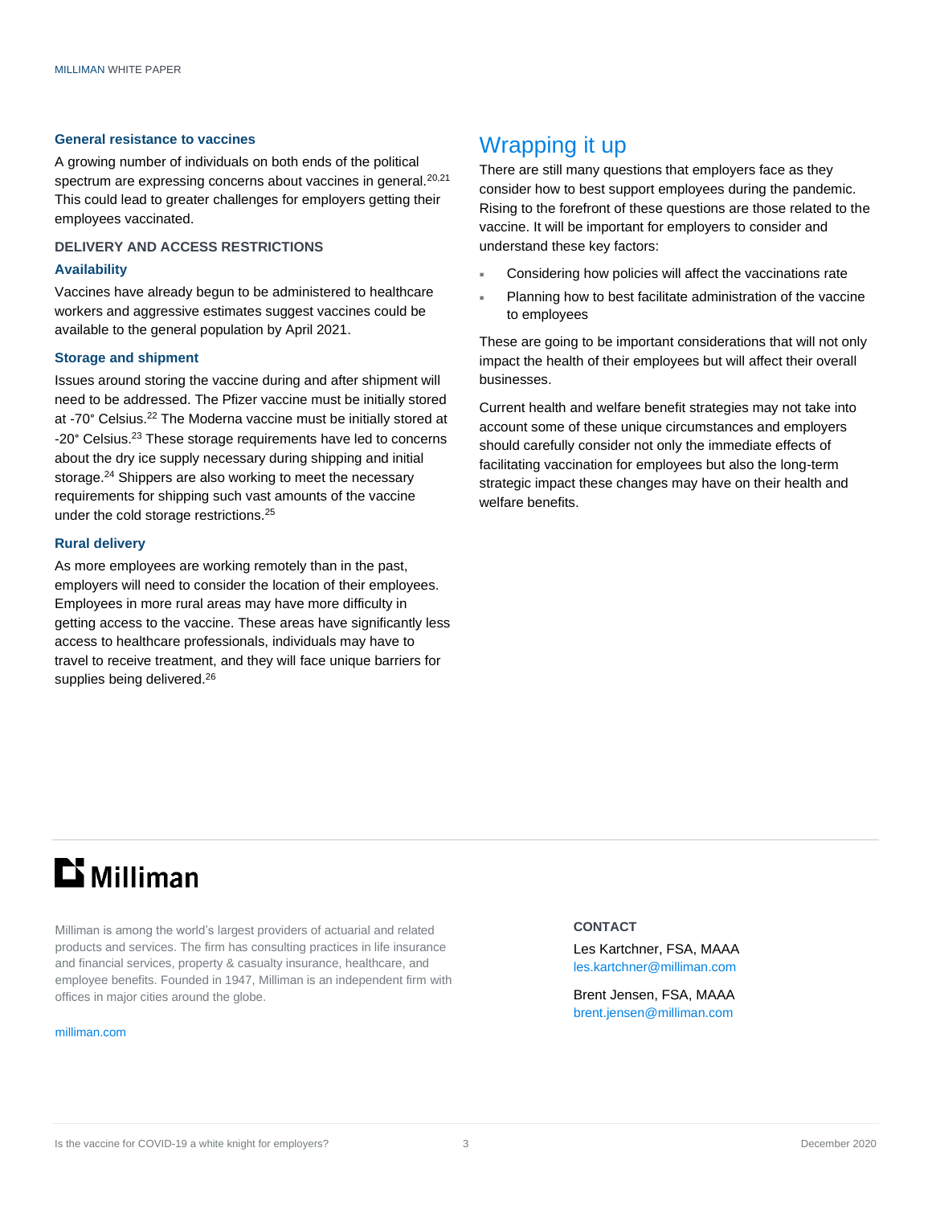### General resistance to vaccines

A growing number of individuals on both ends of the political spectrum are expressing concerns about vaccines in general.[20,21] This could lead to greater challenges for employers getting their employees vaccinated.

#### DELIVERY AND ACCESS RESTRICTIONS

### Availability

Vaccines have already begun to be administered to healthcare workers and aggressive estimates suggest vaccines could be available to the general population by April 2021.

### Storage and shipment

Issues around storing the vaccine during and after shipment will need to be addressed. The Pfizer vaccine must be initially stored at -70° Celsius.[22] The Moderna vaccine must be initially stored at -20° Celsius.[23] These storage requirements have led to concerns about the dry ice supply necessary during shipping and initial storage.[24] Shippers are also working to meet the necessary requirements for shipping such vast amounts of the vaccine under the cold storage restrictions.[25]

### Rural delivery

As more employees are working remotely than in the past, employers will need to consider the location of their employees. Employees in more rural areas may have more difficulty in getting access to the vaccine. These areas have significantly less access to healthcare professionals, individuals may have to travel to receive treatment, and they will face unique barriers for supplies being delivered.[26]

## Wrapping it up

There are still many questions that employers face as they consider how to best support employees during the pandemic. Rising to the forefront of these questions are those related to the vaccine. It will be important for employers to consider and understand these key factors:

- Considering how policies will affect the vaccinations rate
- Planning how to best facilitate administration of the vaccine to employees

These are going to be important considerations that will not only impact the health of their employees but will affect their overall businesses.

Current health and welfare benefit strategies may not take into account some of these unique circumstances and employers should carefully consider not only the immediate effects of facilitating vaccination for employees but also the long-term strategic impact these changes may have on their health and welfare benefits.

**Milliman**

Milliman is among the world's largest providers of actuarial and related products and services. The firm has consulting practices in life insurance and financial services, property & casualty insurance, healthcare, and employee benefits. Founded in 1947, Milliman is an independent firm with offices in major cities around the globe.

milliman.com

**CONTACT**

Les Kartchner, FSA, MAAA
les.kartchner@milliman.com

Brent Jensen, FSA, MAAA
brent.jensen@milliman.com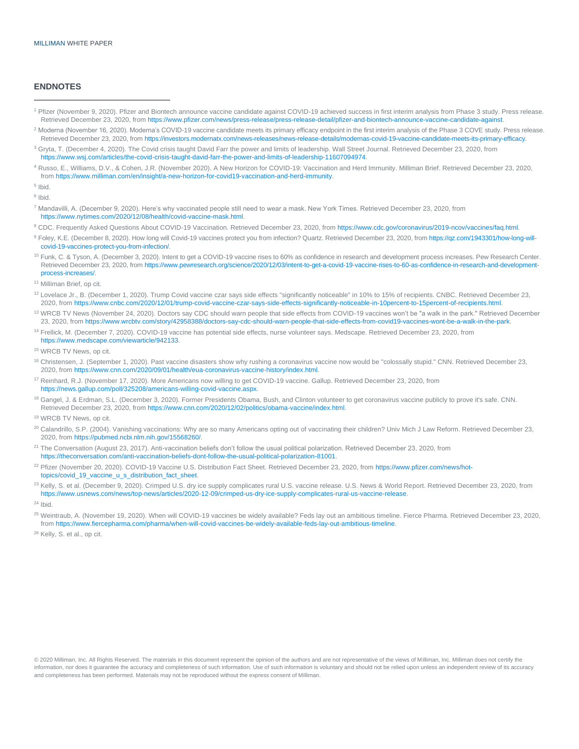## ENDNOTES

[1] Pfizer (November 9, 2020). Pfizer and Biontech announce vaccine candidate against COVID-19 achieved success in first interim analysis from Phase 3 study. Press release. Retrieved December 23, 2020, from https://www.pfizer.com/news/press-release/press-release-detail/pfizer-and-biontech-announce-vaccine-candidate-against.

[2] Moderna (November 16, 2020). Moderna's COVID-19 vaccine candidate meets its primary efficacy endpoint in the first interim analysis of the Phase 3 COVE study. Press release. Retrieved December 23, 2020, from https://investors.modernatx.com/news-releases/news-release-details/modernas-covid-19-vaccine-candidate-meets-its-primary-efficacy.

[3] Gryta, T. (December 4, 2020). The Covid crisis taught David Farr the power and limits of leadership. Wall Street Journal. Retrieved December 23, 2020, from https://www.wsj.com/articles/the-covid-crisis-taught-david-farr-the-power-and-limits-of-leadership-11607094974.

[4] Russo, E., Williams, D.V., & Cohen, J.R. (November 2020). A New Horizon for COVID-19: Vaccination and Herd Immunity. Milliman Brief. Retrieved December 23, 2020, from https://www.milliman.com/en/insight/a-new-horizon-for-covid19-vaccination-and-herd-immunity.

[5] Ibid.

[6] Ibid.

[7] Mandavilli, A. (December 9, 2020). Here's why vaccinated people still need to wear a mask. New York Times. Retrieved December 23, 2020, from https://www.nytimes.com/2020/12/08/health/covid-vaccine-mask.html.

[8] CDC. Frequently Asked Questions About COVID-19 Vaccination. Retrieved December 23, 2020, from https://www.cdc.gov/coronavirus/2019-ncov/vaccines/faq.html.

[9] Foley, K.E. (December 8, 2020). How long will Covid-19 vaccines protect you from infection? Quartz. Retrieved December 23, 2020, from https://qz.com/1943301/how-long-will-covid-19-vaccines-protect-you-from-infection/.

[10] Funk, C. & Tyson, A. (December 3, 2020). Intent to get a COVID-19 vaccine rises to 60% as confidence in research and development process increases. Pew Research Center. Retrieved December 23, 2020, from https://www.pewresearch.org/science/2020/12/03/intent-to-get-a-covid-19-vaccine-rises-to-60-as-confidence-in-research-and-development-process-increases/.

[11] Milliman Brief, op cit.

[12] Lovelace Jr., B. (December 1, 2020). Trump Covid vaccine czar says side effects "significantly noticeable" in 10% to 15% of recipients. CNBC. Retrieved December 23, 2020, from https://www.cnbc.com/2020/12/01/trump-covid-vaccine-czar-says-side-effects-significantly-noticeable-in-10percent-to-15percent-of-recipients.html.

[13] WRCB TV News (November 24, 2020). Doctors say CDC should warn people that side effects from COVID-19 vaccines won't be "a walk in the park." Retrieved December 23, 2020, from https://www.wrcbtv.com/story/42958388/doctors-say-cdc-should-warn-people-that-side-effects-from-covid19-vaccines-wont-be-a-walk-in-the-park.

[14] Frellick, M. (December 7, 2020). COVID-19 vaccine has potential side effects, nurse volunteer says. Medscape. Retrieved December 23, 2020, from https://www.medscape.com/viewarticle/942133.

[15] WRCB TV News, op cit.

[16] Christensen, J. (September 1, 2020). Past vaccine disasters show why rushing a coronavirus vaccine now would be "colossally stupid." CNN. Retrieved December 23, 2020, from https://www.cnn.com/2020/09/01/health/eua-coronavirus-vaccine-history/index.html.

[17] Reinhard, R.J. (November 17, 2020). More Americans now willing to get COVID-19 vaccine. Gallup. Retrieved December 23, 2020, from https://news.gallup.com/poll/325208/americans-willing-covid-vaccine.aspx.

[18] Gangel, J. & Erdman, S.L. (December 3, 2020). Former Presidents Obama, Bush, and Clinton volunteer to get coronavirus vaccine publicly to prove it's safe. CNN. Retrieved December 23, 2020, from https://www.cnn.com/2020/12/02/politics/obama-vaccine/index.html.

[19] WRCB TV News, op cit.

[20] Calandrillo, S.P. (2004). Vanishing vaccinations: Why are so many Americans opting out of vaccinating their children? Univ Mich J Law Reform. Retrieved December 23, 2020, from https://pubmed.ncbi.nlm.nih.gov/15568260/.

[21] The Conversation (August 23, 2017). Anti-vaccination beliefs don't follow the usual political polarization. Retrieved December 23, 2020, from https://theconversation.com/anti-vaccination-beliefs-dont-follow-the-usual-political-polarization-81001.

[22] Pfizer (November 20, 2020). COVID-19 Vaccine U.S. Distribution Fact Sheet. Retrieved December 23, 2020, from https://www.pfizer.com/news/hot-topics/covid_19_vaccine_u_s_distribution_fact_sheet.

[23] Kelly, S. et al. (December 9, 2020). Crimped U.S. dry ice supply complicates rural U.S. vaccine release. U.S. News & World Report. Retrieved December 23, 2020, from https://www.usnews.com/news/top-news/articles/2020-12-09/crimped-us-dry-ice-supply-complicates-rural-us-vaccine-release.

[24] Ibid.

[25] Weintraub, A. (November 19, 2020). When will COVID-19 vaccines be widely available? Feds lay out an ambitious timeline. Fierce Pharma. Retrieved December 23, 2020, from https://www.fiercepharma.com/pharma/when-will-covid-vaccines-be-widely-available-feds-lay-out-ambitious-timeline.

[26] Kelly, S. et al., op cit.

© 2020 Milliman, Inc. All Rights Reserved. The materials in this document represent the opinion of the authors and are not representative of the views of Milliman, Inc. Milliman does not certify the information, nor does it guarantee the accuracy and completeness of such information. Use of such information is voluntary and should not be relied upon unless an independent review of its accuracy and completeness has been performed. Materials may not be reproduced without the express consent of Milliman.